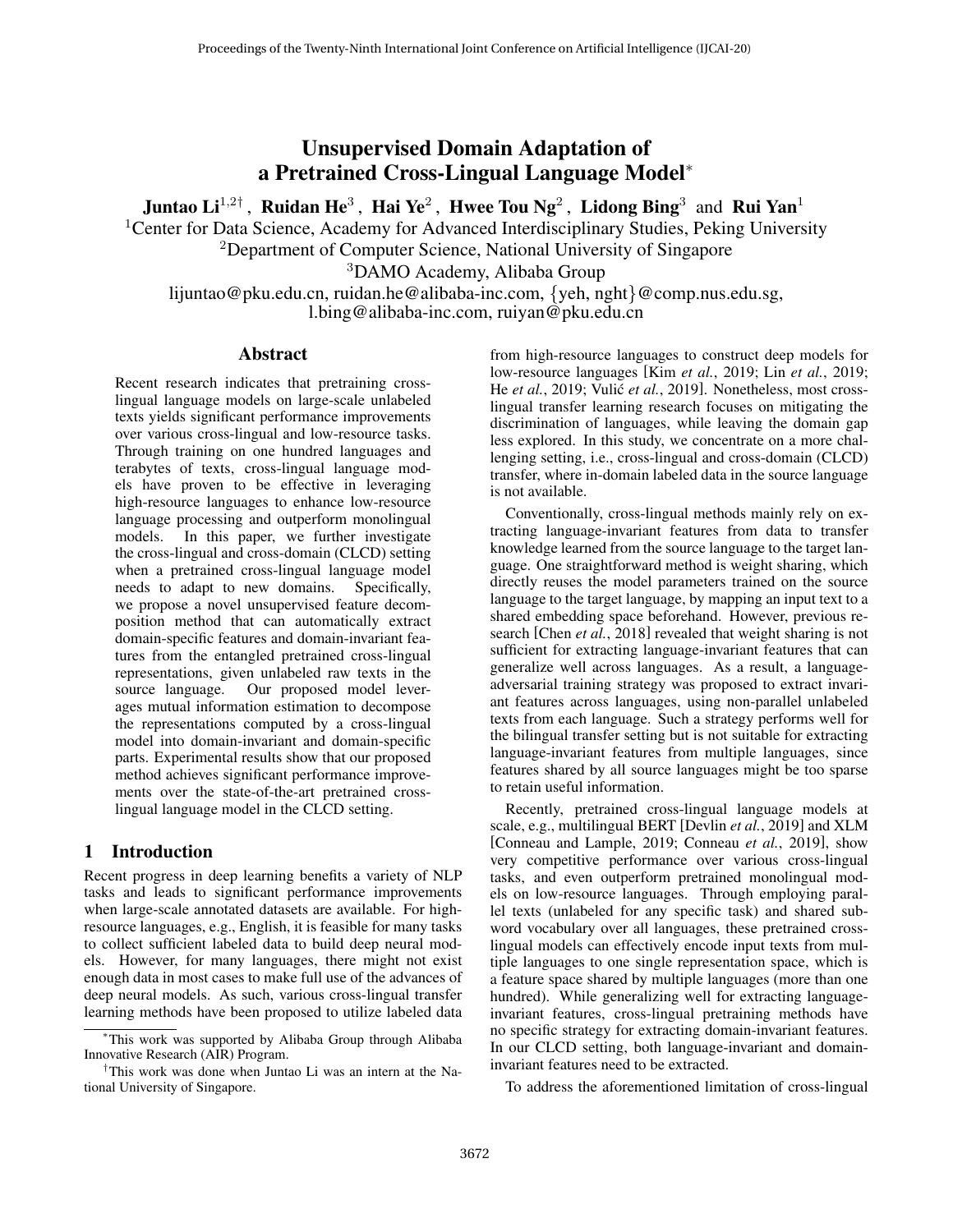# Unsupervised Domain Adaptation of a Pretrained Cross-Lingual Language Model*

**Juntao Li**[1,2†], **Ruidan He**[3], **Hai Ye**[2], **Hwee Tou Ng**[2], **Lidong Bing**[3] and **Rui Yan**[1]

[1]Center for Data Science, Academy for Advanced Interdisciplinary Studies, Peking University
[2]Department of Computer Science, National University of Singapore
[3]DAMO Academy, Alibaba Group

lijuntao@pku.edu.cn, ruidan.he@alibaba-inc.com, {yeh, nght}@comp.nus.edu.sg, l.bing@alibaba-inc.com, ruiyan@pku.edu.cn

## Abstract

Recent research indicates that pretraining cross-lingual language models on large-scale unlabeled texts yields significant performance improvements over various cross-lingual and low-resource tasks. Through training on one hundred languages and terabytes of texts, cross-lingual language models have proven to be effective in leveraging high-resource languages to enhance low-resource language processing and outperform monolingual models. In this paper, we further investigate the cross-lingual and cross-domain (CLCD) setting when a pretrained cross-lingual language model needs to adapt to new domains. Specifically, we propose a novel unsupervised feature decomposition method that can automatically extract domain-specific features and domain-invariant features from the entangled pretrained cross-lingual representations, given unlabeled raw texts in the source language. Our proposed model leverages mutual information estimation to decompose the representations computed by a cross-lingual model into domain-invariant and domain-specific parts. Experimental results show that our proposed method achieves significant performance improvements over the state-of-the-art pretrained cross-lingual language model in the CLCD setting.

## 1 Introduction

Recent progress in deep learning benefits a variety of NLP tasks and leads to significant performance improvements when large-scale annotated datasets are available. For high-resource languages, e.g., English, it is feasible for many tasks to collect sufficient labeled data to build deep neural models. However, for many languages, there might not exist enough data in most cases to make full use of the advances of deep neural models. As such, various cross-lingual transfer learning methods have been proposed to utilize labeled data from high-resource languages to construct deep models for low-resource languages [Kim *et al.*, 2019; Lin *et al.*, 2019; He *et al.*, 2019; Vulić *et al.*, 2019]. Nonetheless, most cross-lingual transfer learning research focuses on mitigating the discrimination of languages, while leaving the domain gap less explored. In this study, we concentrate on a more challenging setting, i.e., cross-lingual and cross-domain (CLCD) transfer, where in-domain labeled data in the source language is not available.

Conventionally, cross-lingual methods mainly rely on extracting language-invariant features from data to transfer knowledge learned from the source language to the target language. One straightforward method is weight sharing, which directly reuses the model parameters trained on the source language to the target language, by mapping an input text to a shared embedding space beforehand. However, previous research [Chen *et al.*, 2018] revealed that weight sharing is not sufficient for extracting language-invariant features that can generalize well across languages. As a result, a language-adversarial training strategy was proposed to extract invariant features across languages, using non-parallel unlabeled texts from each language. Such a strategy performs well for the bilingual transfer setting but is not suitable for extracting language-invariant features from multiple languages, since features shared by all source languages might be too sparse to retain useful information.

Recently, pretrained cross-lingual language models at scale, e.g., multilingual BERT [Devlin *et al.*, 2019] and XLM [Conneau and Lample, 2019; Conneau *et al.*, 2019], show very competitive performance over various cross-lingual tasks, and even outperform pretrained monolingual models on low-resource languages. Through employing parallel texts (unlabeled for any specific task) and shared subword vocabulary over all languages, these pretrained cross-lingual models can effectively encode input texts from multiple languages to one single representation space, which is a feature space shared by multiple languages (more than one hundred). While generalizing well for extracting language-invariant features, cross-lingual pretraining methods have no specific strategy for extracting domain-invariant features. In our CLCD setting, both language-invariant and domain-invariant features need to be extracted.

To address the aforementioned limitation of cross-lingual

---

*This work was supported by Alibaba Group through Alibaba Innovative Research (AIR) Program.

†This work was done when Juntao Li was an intern at the National University of Singapore.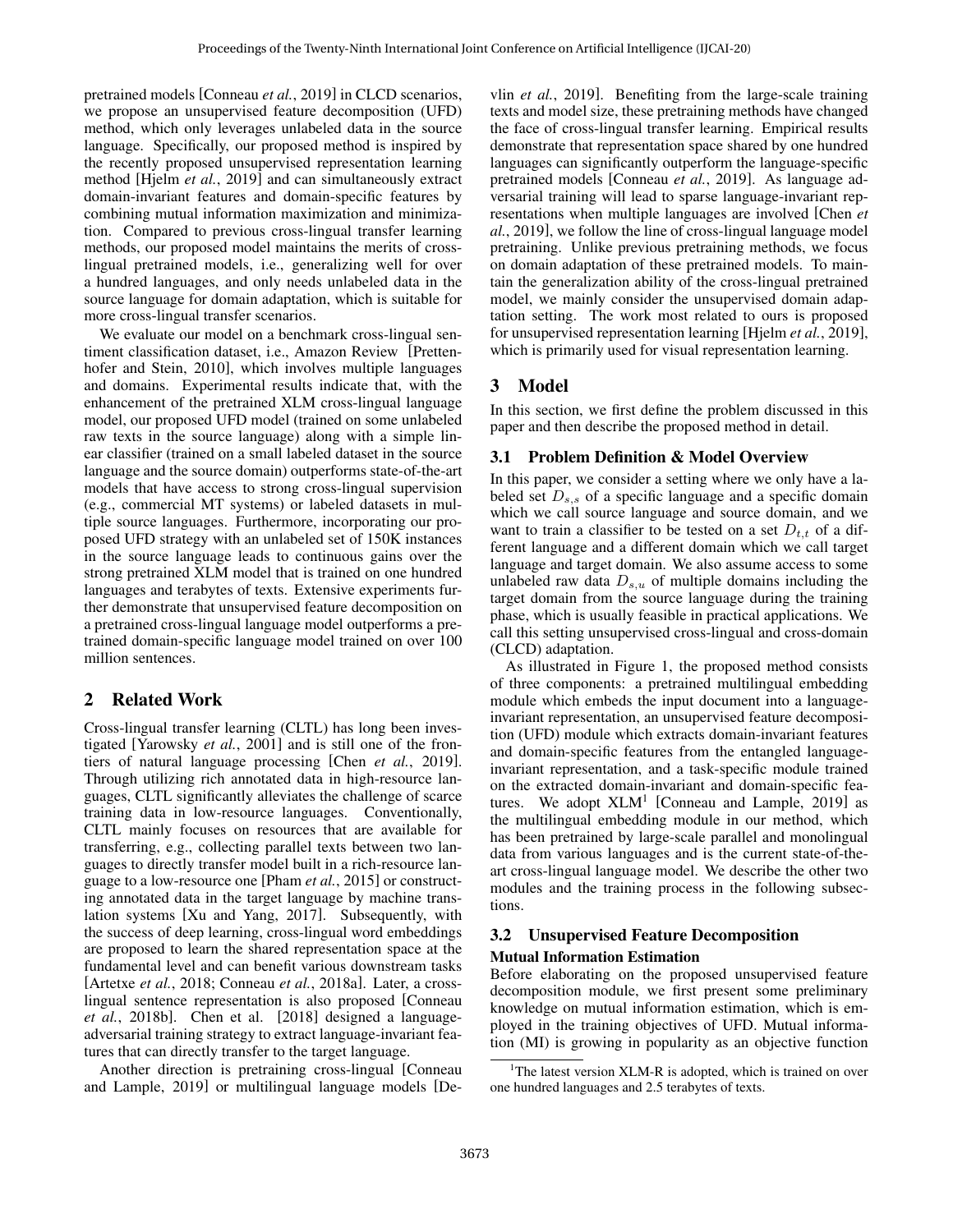pretrained models [Conneau *et al.*, 2019] in CLCD scenarios, we propose an unsupervised feature decomposition (UFD) method, which only leverages unlabeled data in the source language. Specifically, our proposed method is inspired by the recently proposed unsupervised representation learning method [Hjelm *et al.*, 2019] and can simultaneously extract domain-invariant features and domain-specific features by combining mutual information maximization and minimization. Compared to previous cross-lingual transfer learning methods, our proposed model maintains the merits of cross-lingual pretrained models, i.e., generalizing well for over a hundred languages, and only needs unlabeled data in the source language for domain adaptation, which is suitable for more cross-lingual transfer scenarios.

We evaluate our model on a benchmark cross-lingual sentiment classification dataset, i.e., Amazon Review [Prettenhofer and Stein, 2010], which involves multiple languages and domains. Experimental results indicate that, with the enhancement of the pretrained XLM cross-lingual language model, our proposed UFD model (trained on some unlabeled raw texts in the source language) along with a simple linear classifier (trained on a small labeled dataset in the source language and the source domain) outperforms state-of-the-art models that have access to strong cross-lingual supervision (e.g., commercial MT systems) or labeled datasets in multiple source languages. Furthermore, incorporating our proposed UFD strategy with an unlabeled set of 150K instances in the source language leads to continuous gains over the strong pretrained XLM model that is trained on one hundred languages and terabytes of texts. Extensive experiments further demonstrate that unsupervised feature decomposition on a pretrained cross-lingual language model outperforms a pretrained domain-specific language model trained on over 100 million sentences.

## 2 Related Work

Cross-lingual transfer learning (CLTL) has long been investigated [Yarowsky *et al.*, 2001] and is still one of the frontiers of natural language processing [Chen *et al.*, 2019]. Through utilizing rich annotated data in high-resource languages, CLTL significantly alleviates the challenge of scarce training data in low-resource languages. Conventionally, CLTL mainly focuses on resources that are available for transferring, e.g., collecting parallel texts between two languages to directly transfer model built in a rich-resource language to a low-resource one [Pham *et al.*, 2015] or constructing annotated data in the target language by machine translation systems [Xu and Yang, 2017]. Subsequently, with the success of deep learning, cross-lingual word embeddings are proposed to learn the shared representation space at the fundamental level and can benefit various downstream tasks [Artetxe *et al.*, 2018; Conneau *et al.*, 2018a]. Later, a cross-lingual sentence representation is also proposed [Conneau *et al.*, 2018b]. Chen et al. [2018] designed a language-adversarial training strategy to extract language-invariant features that can directly transfer to the target language.

Another direction is pretraining cross-lingual [Conneau and Lample, 2019] or multilingual language models [Devlin *et al.*, 2019]. Benefiting from the large-scale training texts and model size, these pretraining methods have changed the face of cross-lingual transfer learning. Empirical results demonstrate that representation space shared by one hundred languages can significantly outperform the language-specific pretrained models [Conneau *et al.*, 2019]. As language adversarial training will lead to sparse language-invariant representations when multiple languages are involved [Chen *et al.*, 2019], we follow the line of cross-lingual language model pretraining. Unlike previous pretraining methods, we focus on domain adaptation of these pretrained models. To maintain the generalization ability of the cross-lingual pretrained model, we mainly consider the unsupervised domain adaptation setting. The work most related to ours is proposed for unsupervised representation learning [Hjelm *et al.*, 2019], which is primarily used for visual representation learning.

## 3 Model

In this section, we first define the problem discussed in this paper and then describe the proposed method in detail.

### 3.1 Problem Definition & Model Overview

In this paper, we consider a setting where we only have a labeled set $D_{s,s}$ of a specific language and a specific domain which we call source language and source domain, and we want to train a classifier to be tested on a set $D_{t,t}$ of a different language and a different domain which we call target language and target domain. We also assume access to some unlabeled raw data $D_{s,u}$ of multiple domains including the target domain from the source language during the training phase, which is usually feasible in practical applications. We call this setting unsupervised cross-lingual and cross-domain (CLCD) adaptation.

As illustrated in Figure 1, the proposed method consists of three components: a pretrained multilingual embedding module which embeds the input document into a language-invariant representation, an unsupervised feature decomposition (UFD) module which extracts domain-invariant features and domain-specific features from the entangled language-invariant representation, and a task-specific module trained on the extracted domain-invariant and domain-specific features. We adopt XLM[1] [Conneau and Lample, 2019] as the multilingual embedding module in our method, which has been pretrained by large-scale parallel and monolingual data from various languages and is the current state-of-the-art cross-lingual language model. We describe the other two modules and the training process in the following subsections.

### 3.2 Unsupervised Feature Decomposition

**Mutual Information Estimation**

Before elaborating on the proposed unsupervised feature decomposition module, we first present some preliminary knowledge on mutual information estimation, which is employed in the training objectives of UFD. Mutual information (MI) is growing in popularity as an objective function

[1] The latest version XLM-R is adopted, which is trained on over one hundred languages and 2.5 terabytes of texts.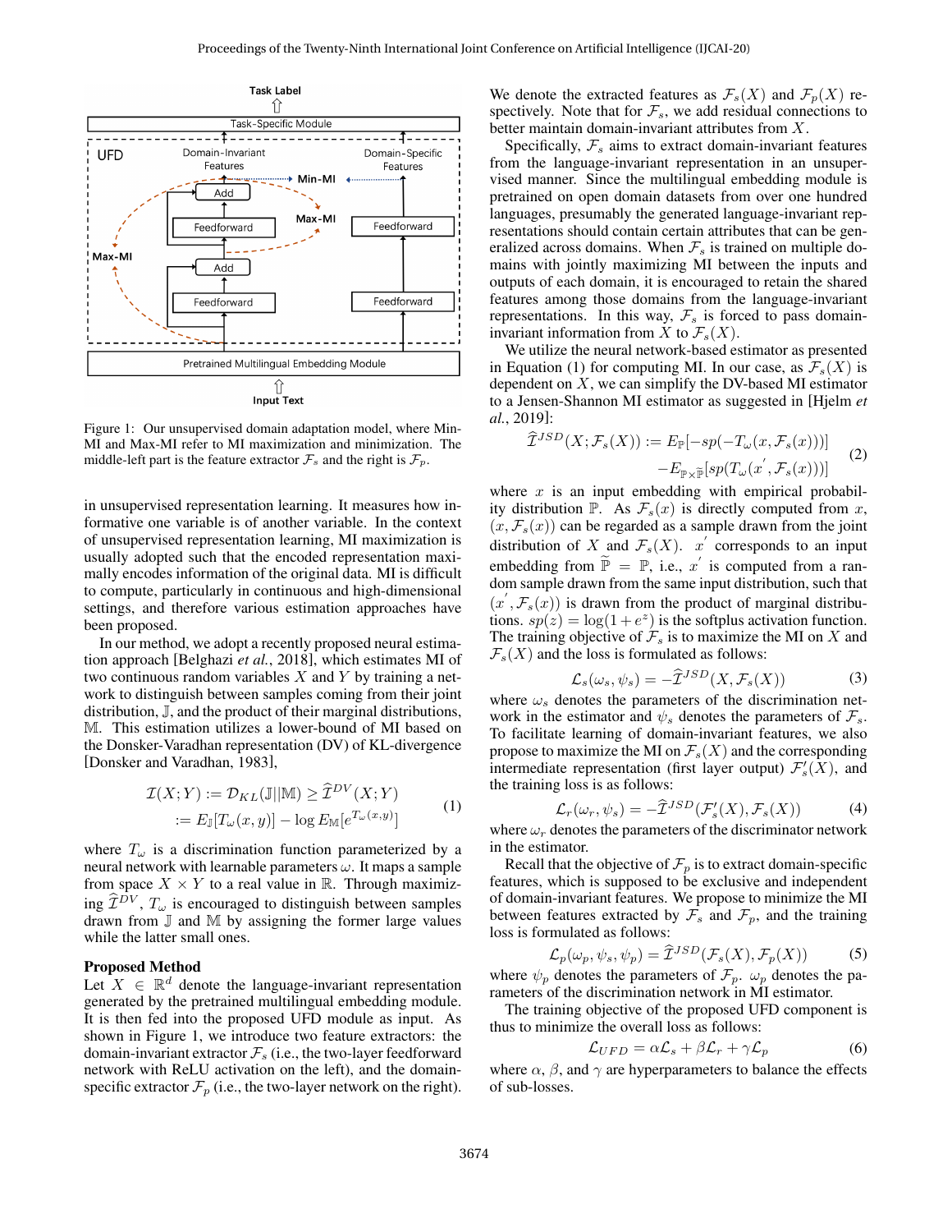Figure 1: Our unsupervised domain adaptation model, where Min-MI and Max-MI refer to MI maximization and minimization. The middle-left part is the feature extractor $\mathcal{F}_s$ and the right is $\mathcal{F}_p$.

in unsupervised representation learning. It measures how informative one variable is of another variable. In the context of unsupervised representation learning, MI maximization is usually adopted such that the encoded representation maximally encodes information of the original data. MI is difficult to compute, particularly in continuous and high-dimensional settings, and therefore various estimation approaches have been proposed.

In our method, we adopt a recently proposed neural estimation approach [Belghazi *et al.*, 2018], which estimates MI of two continuous random variables $X$ and $Y$ by training a network to distinguish between samples coming from their joint distribution, $\mathbb{J}$, and the product of their marginal distributions, $\mathbb{M}$. This estimation utilizes a lower-bound of MI based on the Donsker-Varadhan representation (DV) of KL-divergence [Donsker and Varadhan, 1983],

$$\mathcal{I}(X;Y) := \mathcal{D}_{KL}(\mathbb{J}||\mathbb{M}) \geq \widehat{\mathcal{I}}^{DV}(X;Y) \\ := E_{\mathbb{J}}[T_\omega(x,y)] - \log E_{\mathbb{M}}[e^{T_\omega(x,y)}] \tag{1}$$

where $T_\omega$ is a discrimination function parameterized by a neural network with learnable parameters $\omega$. It maps a sample from space $X \times Y$ to a real value in $\mathbb{R}$. Through maximizing $\widehat{\mathcal{I}}^{DV}$, $T_\omega$ is encouraged to distinguish between samples drawn from $\mathbb{J}$ and $\mathbb{M}$ by assigning the former large values while the latter small ones.

## Proposed Method

Let $X \in \mathbb{R}^d$ denote the language-invariant representation generated by the pretrained multilingual embedding module. It is then fed into the proposed UFD module as input. As shown in Figure 1, we introduce two feature extractors: the domain-invariant extractor $\mathcal{F}_s$ (i.e., the two-layer feedforward network with ReLU activation on the left), and the domain-specific extractor $\mathcal{F}_p$ (i.e., the two-layer network on the right). We denote the extracted features as $\mathcal{F}_s(X)$ and $\mathcal{F}_p(X)$ respectively. Note that for $\mathcal{F}_s$, we add residual connections to better maintain domain-invariant attributes from $X$.

Specifically, $\mathcal{F}_s$ aims to extract domain-invariant features from the language-invariant representation in an unsupervised manner. Since the multilingual embedding module is pretrained on open domain datasets from over one hundred languages, presumably the generated language-invariant representations should contain certain attributes that can be generalized across domains. When $\mathcal{F}_s$ is trained on multiple domains with jointly maximizing MI between the inputs and outputs of each domain, it is encouraged to retain the shared features among those domains from the language-invariant representations. In this way, $\mathcal{F}_s$ is forced to pass domain-invariant information from $X$ to $\mathcal{F}_s(X)$.

We utilize the neural network-based estimator as presented in Equation (1) for computing MI. In our case, as $\mathcal{F}_s(X)$ is dependent on $X$, we can simplify the DV-based MI estimator to a Jensen-Shannon MI estimator as suggested in [Hjelm *et al.*, 2019]:

$$\widehat{\mathcal{I}}^{JSD}(X;\mathcal{F}_s(X)) := E_{\mathbb{P}}[-sp(-T_\omega(x,\mathcal{F}_s(x)))] \\ -E_{\mathbb{P}\times\widetilde{\mathbb{P}}}[sp(T_\omega(x',\mathcal{F}_s(x)))] \tag{2}$$

where $x$ is an input embedding with empirical probability distribution $\mathbb{P}$. As $\mathcal{F}_s(x)$ is directly computed from $x$, $(x, \mathcal{F}_s(x))$ can be regarded as a sample drawn from the joint distribution of $X$ and $\mathcal{F}_s(X)$. $x'$ corresponds to an input embedding from $\widetilde{\mathbb{P}} = \mathbb{P}$, i.e., $x'$ is computed from a random sample drawn from the same input distribution, such that $(x', \mathcal{F}_s(x))$ is drawn from the product of marginal distributions. $sp(z) = \log(1+e^z)$ is the softplus activation function. The training objective of $\mathcal{F}_s$ is to maximize the MI on $X$ and $\mathcal{F}_s(X)$ and the loss is formulated as follows:

$$\mathcal{L}_s(\omega_s, \psi_s) = -\widehat{\mathcal{I}}^{JSD}(X, \mathcal{F}_s(X)) \tag{3}$$

where $\omega_s$ denotes the parameters of the discrimination network in the estimator and $\psi_s$ denotes the parameters of $\mathcal{F}_s$. To facilitate learning of domain-invariant features, we also propose to maximize the MI on $\mathcal{F}_s(X)$ and the corresponding intermediate representation (first layer output) $\mathcal{F}'_s(X)$, and the training loss is as follows:

$$\mathcal{L}_r(\omega_r, \psi_s) = -\widehat{\mathcal{I}}^{JSD}(\mathcal{F}'_s(X), \mathcal{F}_s(X)) \tag{4}$$

where $\omega_r$ denotes the parameters of the discriminator network in the estimator.

Recall that the objective of $\mathcal{F}_p$ is to extract domain-specific features, which is supposed to be exclusive and independent of domain-invariant features. We propose to minimize the MI between features extracted by $\mathcal{F}_s$ and $\mathcal{F}_p$, and the training loss is formulated as follows:

$$\mathcal{L}_p(\omega_p, \psi_s, \psi_p) = \widehat{\mathcal{I}}^{JSD}(\mathcal{F}_s(X), \mathcal{F}_p(X)) \tag{5}$$

where $\psi_p$ denotes the parameters of $\mathcal{F}_p$. $\omega_p$ denotes the parameters of the discrimination network in MI estimator.

The training objective of the proposed UFD component is thus to minimize the overall loss as follows:

$$\mathcal{L}_{UFD} = \alpha\mathcal{L}_s + \beta\mathcal{L}_r + \gamma\mathcal{L}_p \tag{6}$$

where $\alpha$, $\beta$, and $\gamma$ are hyperparameters to balance the effects of sub-losses.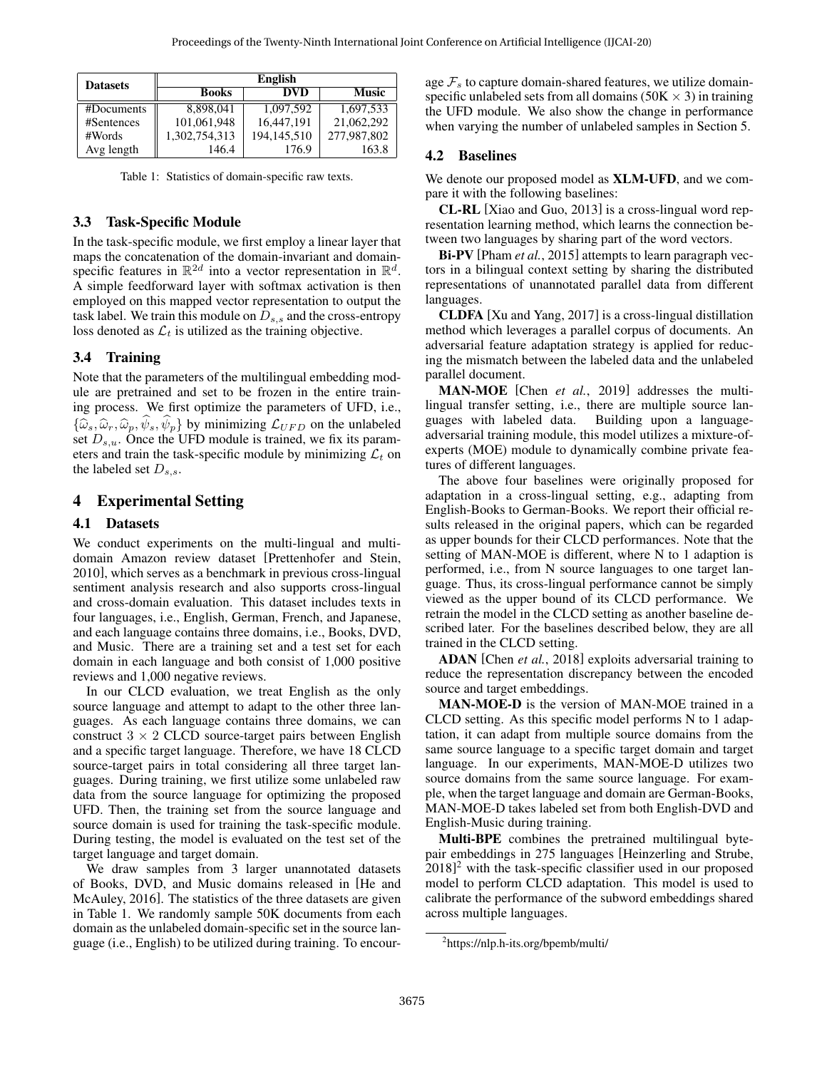| Datasets | English | | |
|---|---|---|---|
| | Books | DVD | Music |
| #Documents | 8,898,041 | 1,097,592 | 1,697,533 |
| #Sentences | 101,061,948 | 16,447,191 | 21,062,292 |
| #Words | 1,302,754,313 | 194,145,510 | 277,987,802 |
| Avg length | 146.4 | 176.9 | 163.8 |

Table 1: Statistics of domain-specific raw texts.

### 3.3 Task-Specific Module

In the task-specific module, we first employ a linear layer that maps the concatenation of the domain-invariant and domain-specific features in $\mathbb{R}^{2d}$ into a vector representation in $\mathbb{R}^{d}$. A simple feedforward layer with softmax activation is then employed on this mapped vector representation to output the task label. We train this module on $D_{s,s}$ and the cross-entropy loss denoted as $\mathcal{L}_t$ is utilized as the training objective.

### 3.4 Training

Note that the parameters of the multilingual embedding module are pretrained and set to be frozen in the entire training process. We first optimize the parameters of UFD, i.e., $\{\widehat{\omega}_s, \widehat{\omega}_r, \widehat{\omega}_p, \widehat{\psi}_s, \widehat{\psi}_p\}$ by minimizing $\mathcal{L}_{UFD}$ on the unlabeled set $D_{s,u}$. Once the UFD module is trained, we fix its parameters and train the task-specific module by minimizing $\mathcal{L}_t$ on the labeled set $D_{s,s}$.

## 4 Experimental Setting

### 4.1 Datasets

We conduct experiments on the multi-lingual and multi-domain Amazon review dataset [Prettenhofer and Stein, 2010], which serves as a benchmark in previous cross-lingual sentiment analysis research and also supports cross-lingual and cross-domain evaluation. This dataset includes texts in four languages, i.e., English, German, French, and Japanese, and each language contains three domains, i.e., Books, DVD, and Music. There are a training set and a test set for each domain in each language and both consist of 1,000 positive reviews and 1,000 negative reviews.

In our CLCD evaluation, we treat English as the only source language and attempt to adapt to the other three languages. As each language contains three domains, we can construct $3 \times 2$ CLCD source-target pairs between English and a specific target language. Therefore, we have 18 CLCD source-target pairs in total considering all three target languages. During training, we first utilize some unlabeled raw data from the source language for optimizing the proposed UFD. Then, the training set from the source language and source domain is used for training the task-specific module. During testing, the model is evaluated on the test set of the target language and target domain.

We draw samples from 3 larger unannotated datasets of Books, DVD, and Music domains released in [He and McAuley, 2016]. The statistics of the three datasets are given in Table 1. We randomly sample 50K documents from each domain as the unlabeled domain-specific set in the source language (i.e., English) to be utilized during training. To encourage $\mathcal{F}_s$ to capture domain-shared features, we utilize domain-specific unlabeled sets from all domains (50K $\times$ 3) in training the UFD module. We also show the change in performance when varying the number of unlabeled samples in Section 5.

### 4.2 Baselines

We denote our proposed model as **XLM-UFD**, and we compare it with the following baselines:

**CL-RL** [Xiao and Guo, 2013] is a cross-lingual word representation learning method, which learns the connection between two languages by sharing part of the word vectors.

**Bi-PV** [Pham *et al.*, 2015] attempts to learn paragraph vectors in a bilingual context setting by sharing the distributed representations of unannotated parallel data from different languages.

**CLDFA** [Xu and Yang, 2017] is a cross-lingual distillation method which leverages a parallel corpus of documents. An adversarial feature adaptation strategy is applied for reducing the mismatch between the labeled data and the unlabeled parallel document.

**MAN-MOE** [Chen *et al.*, 2019] addresses the multilingual transfer setting, i.e., there are multiple source languages with labeled data. Building upon a language-adversarial training module, this model utilizes a mixture-of-experts (MOE) module to dynamically combine private features of different languages.

The above four baselines were originally proposed for adaptation in a cross-lingual setting, e.g., adapting from English-Books to German-Books. We report their official results released in the original papers, which can be regarded as upper bounds for their CLCD performances. Note that the setting of MAN-MOE is different, where N to 1 adaption is performed, i.e., from N source languages to one target language. Thus, its cross-lingual performance cannot be simply viewed as the upper bound of its CLCD performance. We retrain the model in the CLCD setting as another baseline described later. For the baselines described below, they are all trained in the CLCD setting.

**ADAN** [Chen *et al.*, 2018] exploits adversarial training to reduce the representation discrepancy between the encoded source and target embeddings.

**MAN-MOE-D** is the version of MAN-MOE trained in a CLCD setting. As this specific model performs N to 1 adaptation, it can adapt from multiple source domains from the same source language to a specific target domain and target language. In our experiments, MAN-MOE-D utilizes two source domains from the same source language. For example, when the target language and domain are German-Books, MAN-MOE-D takes labeled set from both English-DVD and English-Music during training.

**Multi-BPE** combines the pretrained multilingual byte-pair embeddings in 275 languages [Heinzerling and Strube, 2018][2] with the task-specific classifier used in our proposed model to perform CLCD adaptation. This model is used to calibrate the performance of the subword embeddings shared across multiple languages.

[2]https://nlp.h-its.org/bpemb/multi/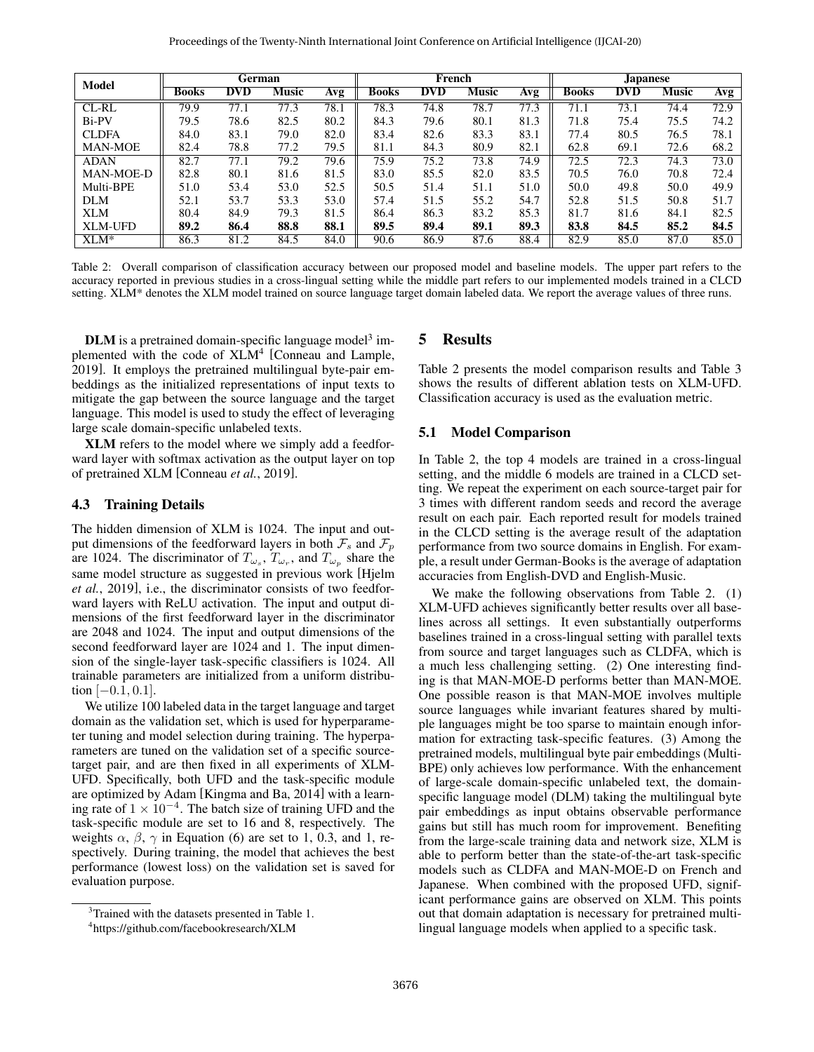| Model | German | | | | French | | | | Japanese | | | |
|---|---|---|---|---|---|---|---|---|---|---|---|---|
| | Books | DVD | Music | Avg | Books | DVD | Music | Avg | Books | DVD | Music | Avg |
| CL-RL | 79.9 | 77.1 | 77.3 | 78.1 | 78.3 | 74.8 | 78.7 | 77.3 | 71.1 | 73.1 | 74.4 | 72.9 |
| Bi-PV | 79.5 | 78.6 | 82.5 | 80.2 | 84.3 | 79.6 | 80.1 | 81.3 | 71.8 | 75.4 | 75.5 | 74.2 |
| CLDFA | 84.0 | 83.1 | 79.0 | 82.0 | 83.4 | 82.6 | 83.3 | 83.1 | 77.4 | 80.5 | 76.5 | 78.1 |
| MAN-MOE | 82.4 | 78.8 | 77.2 | 79.5 | 81.1 | 84.3 | 80.9 | 82.1 | 62.8 | 69.1 | 72.6 | 68.2 |
| ADAN | 82.7 | 77.1 | 79.2 | 79.6 | 75.9 | 75.2 | 73.8 | 74.9 | 72.5 | 72.3 | 74.3 | 73.0 |
| MAN-MOE-D | 82.8 | 80.1 | 81.6 | 81.5 | 83.0 | 85.5 | 82.0 | 83.5 | 70.5 | 76.0 | 70.8 | 72.4 |
| Multi-BPE | 51.0 | 53.4 | 53.0 | 52.5 | 50.5 | 51.4 | 51.1 | 51.0 | 50.0 | 49.8 | 50.0 | 49.9 |
| DLM | 52.1 | 53.7 | 53.3 | 53.0 | 57.4 | 51.5 | 55.2 | 54.7 | 52.8 | 51.5 | 50.8 | 51.7 |
| XLM | 80.4 | 84.9 | 79.3 | 81.5 | 86.4 | 86.3 | 83.2 | 85.3 | 81.7 | 81.6 | 84.1 | 82.5 |
| XLM-UFD | **89.2** | **86.4** | **88.8** | **88.1** | **89.5** | **89.4** | **89.1** | **89.3** | **83.8** | **84.5** | **85.2** | **84.5** |
| XLM* | 86.3 | 81.2 | 84.5 | 84.0 | 90.6 | 86.9 | 87.6 | 88.4 | 82.9 | 85.0 | 87.0 | 85.0 |

Table 2: Overall comparison of classification accuracy between our proposed model and baseline models. The upper part refers to the accuracy reported in previous studies in a cross-lingual setting while the middle part refers to our implemented models trained in a CLCD setting. XLM* denotes the XLM model trained on source language target domain labeled data. We report the average values of three runs.

**DLM** is a pretrained domain-specific language model[3] implemented with the code of XLM[4] [Conneau and Lample, 2019]. It employs the pretrained multilingual byte-pair embeddings as the initialized representations of input texts to mitigate the gap between the source language and the target language. This model is used to study the effect of leveraging large scale domain-specific unlabeled texts.

**XLM** refers to the model where we simply add a feedforward layer with softmax activation as the output layer on top of pretrained XLM [Conneau *et al.*, 2019].

## 4.3 Training Details

The hidden dimension of XLM is 1024. The input and output dimensions of the feedforward layers in both $\mathcal{F}_s$ and $\mathcal{F}_p$ are 1024. The discriminator of $T_{\omega_s}$, $T_{\omega_r}$, and $T_{\omega_p}$ share the same model structure as suggested in previous work [Hjelm *et al.*, 2019], i.e., the discriminator consists of two feedforward layers with ReLU activation. The input and output dimensions of the first feedforward layer in the discriminator are 2048 and 1024. The input and output dimensions of the second feedforward layer are 1024 and 1. The input dimension of the single-layer task-specific classifiers is 1024. All trainable parameters are initialized from a uniform distribution $[-0.1, 0.1]$.

We utilize 100 labeled data in the target language and target domain as the validation set, which is used for hyperparameter tuning and model selection during training. The hyperparameters are tuned on the validation set of a specific source-target pair, and are then fixed in all experiments of XLM-UFD. Specifically, both UFD and the task-specific module are optimized by Adam [Kingma and Ba, 2014] with a learning rate of $1 \times 10^{-4}$. The batch size of training UFD and the task-specific module are set to 16 and 8, respectively. The weights $\alpha$, $\beta$, $\gamma$ in Equation (6) are set to 1, 0.3, and 1, respectively. During training, the model that achieves the best performance (lowest loss) on the validation set is saved for evaluation purpose.

[3] Trained with the datasets presented in Table 1.

[4] https://github.com/facebookresearch/XLM

# 5 Results

Table 2 presents the model comparison results and Table 3 shows the results of different ablation tests on XLM-UFD. Classification accuracy is used as the evaluation metric.

## 5.1 Model Comparison

In Table 2, the top 4 models are trained in a cross-lingual setting, and the middle 6 models are trained in a CLCD setting. We repeat the experiment on each source-target pair for 3 times with different random seeds and record the average result on each pair. Each reported result for models trained in the CLCD setting is the average result of the adaptation performance from two source domains in English. For example, a result under German-Books is the average of adaptation accuracies from English-DVD and English-Music.

We make the following observations from Table 2. (1) XLM-UFD achieves significantly better results over all baselines across all settings. It even substantially outperforms baselines trained in a cross-lingual setting with parallel texts from source and target languages such as CLDFA, which is a much less challenging setting. (2) One interesting finding is that MAN-MOE-D performs better than MAN-MOE. One possible reason is that MAN-MOE involves multiple source languages while invariant features shared by multiple languages might be too sparse to maintain enough information for extracting task-specific features. (3) Among the pretrained models, multilingual byte pair embeddings (Multi-BPE) only achieves low performance. With the enhancement of large-scale domain-specific unlabeled text, the domain-specific language model (DLM) taking the multilingual byte pair embeddings as input obtains observable performance gains but still has much room for improvement. Benefiting from the large-scale training data and network size, XLM is able to perform better than the state-of-the-art task-specific models such as CLDFA and MAN-MOE-D on French and Japanese. When combined with the proposed UFD, significant performance gains are observed on XLM. This points out that domain adaptation is necessary for pretrained multilingual language models when applied to a specific task.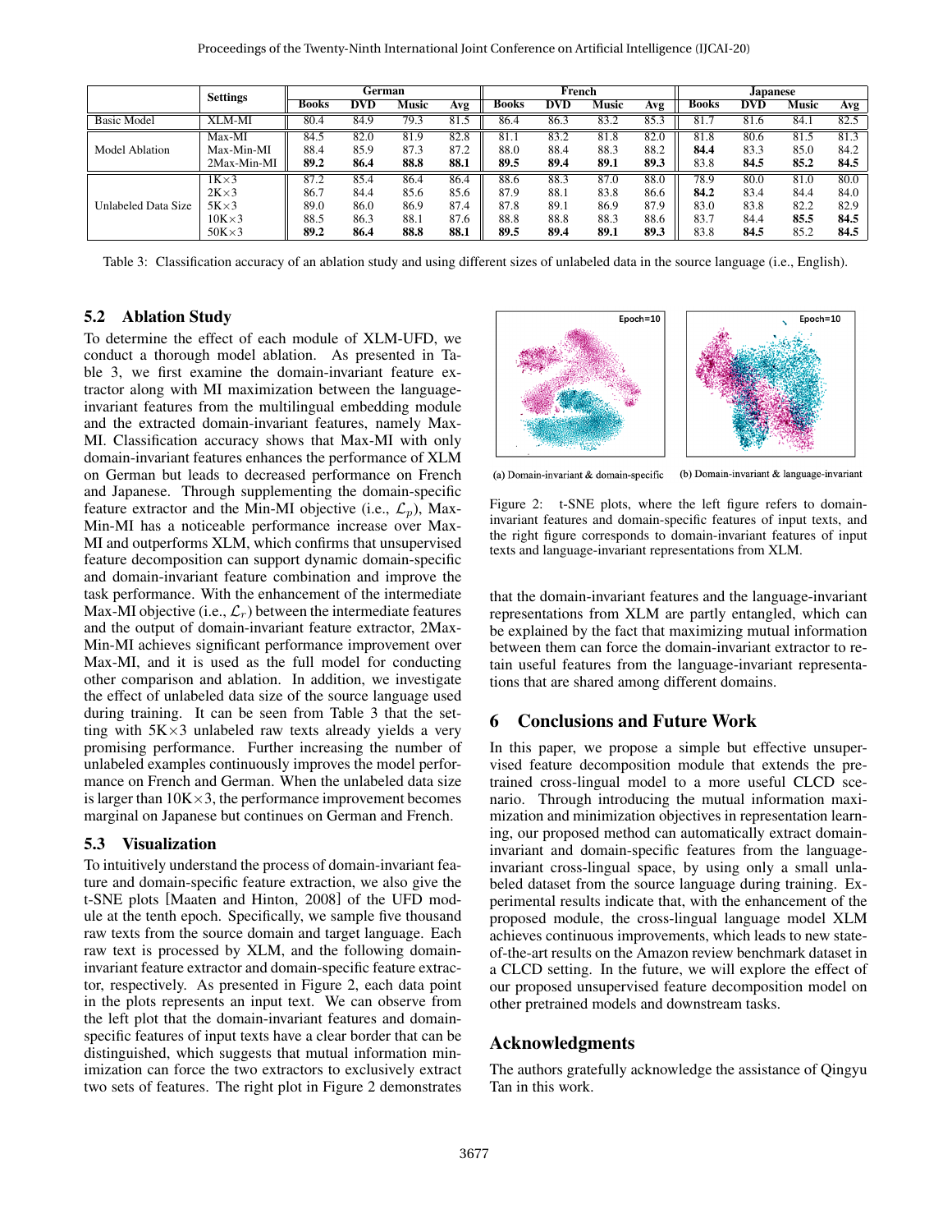|  | Settings | German | | | | French | | | | Japanese | | | |
|---|---|---|---|---|---|---|---|---|---|---|---|---|---|
|  |  | Books | DVD | Music | Avg | Books | DVD | Music | Avg | Books | DVD | Music | Avg |
| Basic Model | XLM-MI | 80.4 | 84.9 | 79.3 | 81.5 | 86.4 | 86.3 | 83.2 | 85.3 | 81.7 | 81.6 | 84.1 | 82.5 |
| Model Ablation | Max-MI | 84.5 | 82.0 | 81.9 | 82.8 | 81.1 | 83.2 | 81.8 | 82.0 | 81.8 | 80.6 | 81.5 | 81.3 |
|  | Max-Min-MI | 88.4 | 85.9 | 87.3 | 87.2 | 88.0 | 88.4 | 88.3 | 88.2 | **84.4** | 83.3 | 85.0 | 84.2 |
|  | 2Max-Min-MI | **89.2** | **86.4** | **88.8** | **88.1** | **89.5** | **89.4** | **89.1** | **89.3** | 83.8 | **84.5** | **85.2** | **84.5** |
| Unlabeled Data Size | 1K×3 | 87.2 | 85.4 | 86.4 | 86.4 | 88.6 | 88.3 | 87.0 | 88.0 | 78.9 | 80.0 | 81.0 | 80.0 |
|  | 2K×3 | 86.7 | 84.4 | 85.6 | 85.6 | 87.9 | 88.1 | 83.8 | 86.6 | **84.2** | 83.4 | 84.4 | 84.0 |
|  | 5K×3 | 89.0 | 86.0 | 86.9 | 87.4 | 87.8 | 89.1 | 86.9 | 87.9 | 83.0 | 83.8 | 82.2 | 82.9 |
|  | 10K×3 | 88.5 | 86.3 | 88.1 | 87.6 | 88.8 | 88.8 | 88.3 | 88.6 | 83.7 | 84.4 | **85.5** | **84.5** |
|  | 50K×3 | **89.2** | **86.4** | **88.8** | **88.1** | **89.5** | **89.4** | **89.1** | **89.3** | 83.8 | **84.5** | 85.2 | **84.5** |

Table 3: Classification accuracy of an ablation study and using different sizes of unlabeled data in the source language (i.e., English).

## 5.2 Ablation Study

To determine the effect of each module of XLM-UFD, we conduct a thorough model ablation. As presented in Table 3, we first examine the domain-invariant feature extractor along with MI maximization between the language-invariant features from the multilingual embedding module and the extracted domain-invariant features, namely Max-MI. Classification accuracy shows that Max-MI with only domain-invariant features enhances the performance of XLM on German but leads to decreased performance on French and Japanese. Through supplementing the domain-specific feature extractor and the Min-MI objective (i.e., $\mathcal{L}_p$), Max-Min-MI has a noticeable performance increase over Max-MI and outperforms XLM, which confirms that unsupervised feature decomposition can support dynamic domain-specific and domain-invariant feature combination and improve the task performance. With the enhancement of the intermediate Max-MI objective (i.e., $\mathcal{L}_r$) between the intermediate features and the output of domain-invariant feature extractor, 2Max-Min-MI achieves significant performance improvement over Max-MI, and it is used as the full model for conducting other comparison and ablation. In addition, we investigate the effect of unlabeled data size of the source language used during training. It can be seen from Table 3 that the setting with 5K×3 unlabeled raw texts already yields a very promising performance. Further increasing the number of unlabeled examples continuously improves the model performance on French and German. When the unlabeled data size is larger than 10K×3, the performance improvement becomes marginal on Japanese but continues on German and French.

## 5.3 Visualization

To intuitively understand the process of domain-invariant feature and domain-specific feature extraction, we also give the t-SNE plots [Maaten and Hinton, 2008] of the UFD module at the tenth epoch. Specifically, we sample five thousand raw texts from the source domain and target language. Each raw text is processed by XLM, and the following domain-invariant feature extractor and domain-specific feature extractor, respectively. As presented in Figure 2, each data point in the plots represents an input text. We can observe from the left plot that the domain-invariant features and domain-specific features of input texts have a clear border that can be distinguished, which suggests that mutual information minimization can force the two extractors to exclusively extract two sets of features. The right plot in Figure 2 demonstrates that the domain-invariant features and the language-invariant representations from XLM are partly entangled, which can be explained by the fact that maximizing mutual information between them can force the domain-invariant extractor to retain useful features from the language-invariant representations that are shared among different domains.

(a) Domain-invariant & domain-specific (b) Domain-invariant & language-invariant

Figure 2: t-SNE plots, where the left figure refers to domain-invariant features and domain-specific features of input texts, and the right figure corresponds to domain-invariant features of input texts and language-invariant representations from XLM.

# 6 Conclusions and Future Work

In this paper, we propose a simple but effective unsupervised feature decomposition module that extends the pretrained cross-lingual model to a more useful CLCD scenario. Through introducing the mutual information maximization and minimization objectives in representation learning, our proposed method can automatically extract domain-invariant and domain-specific features from the language-invariant cross-lingual space, by using only a small unlabeled dataset from the source language during training. Experimental results indicate that, with the enhancement of the proposed module, the cross-lingual language model XLM achieves continuous improvements, which leads to new state-of-the-art results on the Amazon review benchmark dataset in a CLCD setting. In the future, we will explore the effect of our proposed unsupervised feature decomposition model on other pretrained models and downstream tasks.

## Acknowledgments

The authors gratefully acknowledge the assistance of Qingyu Tan in this work.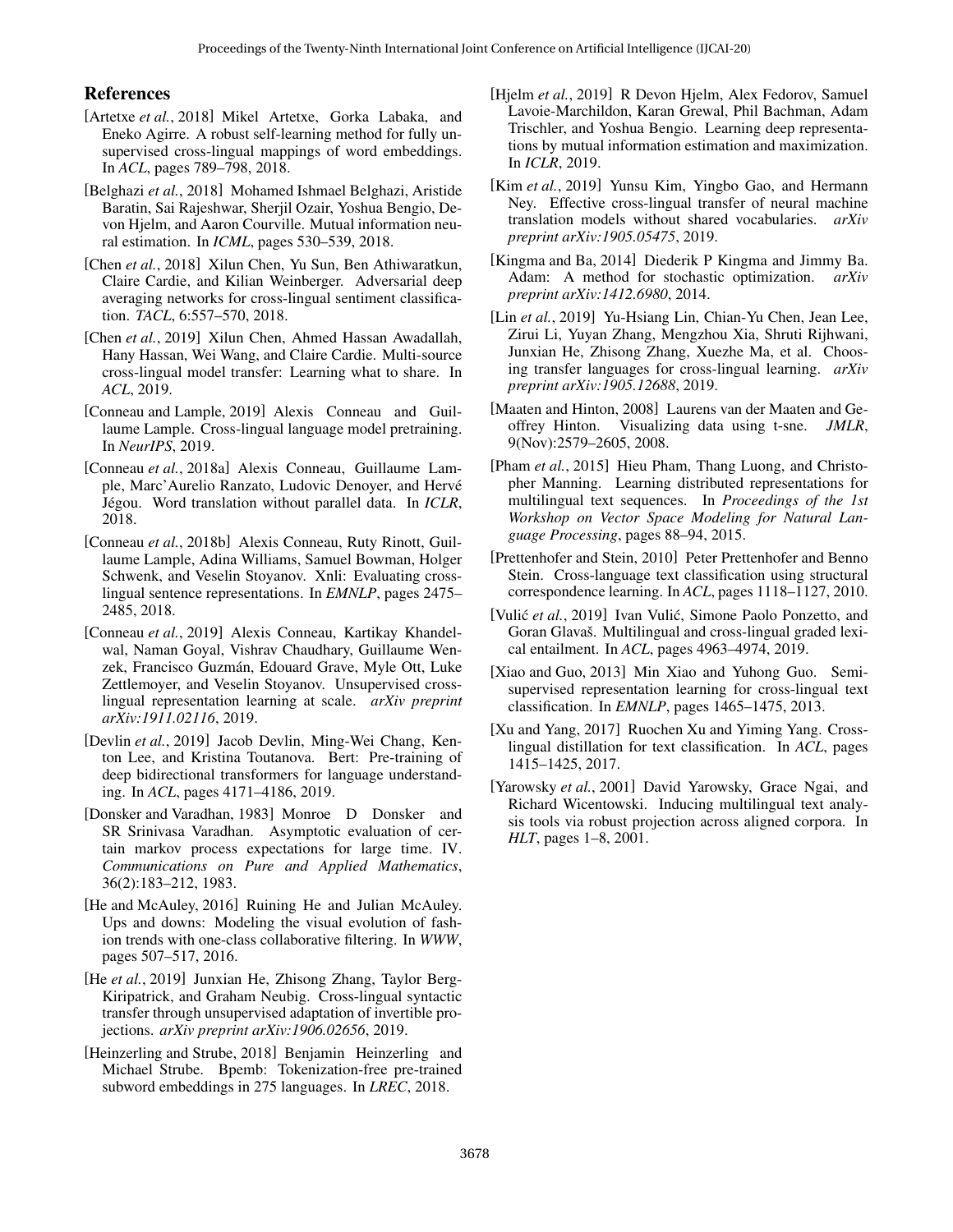## References

[Artetxe *et al.*, 2018] Mikel Artetxe, Gorka Labaka, and Eneko Agirre. A robust self-learning method for fully unsupervised cross-lingual mappings of word embeddings. In *ACL*, pages 789–798, 2018.

[Belghazi *et al.*, 2018] Mohamed Ishmael Belghazi, Aristide Baratin, Sai Rajeshwar, Sherjil Ozair, Yoshua Bengio, Devon Hjelm, and Aaron Courville. Mutual information neural estimation. In *ICML*, pages 530–539, 2018.

[Chen *et al.*, 2018] Xilun Chen, Yu Sun, Ben Athiwaratkun, Claire Cardie, and Kilian Weinberger. Adversarial deep averaging networks for cross-lingual sentiment classification. *TACL*, 6:557–570, 2018.

[Chen *et al.*, 2019] Xilun Chen, Ahmed Hassan Awadallah, Hany Hassan, Wei Wang, and Claire Cardie. Multi-source cross-lingual model transfer: Learning what to share. In *ACL*, 2019.

[Conneau and Lample, 2019] Alexis Conneau and Guillaume Lample. Cross-lingual language model pretraining. In *NeurIPS*, 2019.

[Conneau *et al.*, 2018a] Alexis Conneau, Guillaume Lample, Marc'Aurelio Ranzato, Ludovic Denoyer, and Hervé Jégou. Word translation without parallel data. In *ICLR*, 2018.

[Conneau *et al.*, 2018b] Alexis Conneau, Ruty Rinott, Guillaume Lample, Adina Williams, Samuel Bowman, Holger Schwenk, and Veselin Stoyanov. Xnli: Evaluating cross-lingual sentence representations. In *EMNLP*, pages 2475–2485, 2018.

[Conneau *et al.*, 2019] Alexis Conneau, Kartikay Khandelwal, Naman Goyal, Vishrav Chaudhary, Guillaume Wenzek, Francisco Guzmán, Edouard Grave, Myle Ott, Luke Zettlemoyer, and Veselin Stoyanov. Unsupervised cross-lingual representation learning at scale. *arXiv preprint arXiv:1911.02116*, 2019.

[Devlin *et al.*, 2019] Jacob Devlin, Ming-Wei Chang, Kenton Lee, and Kristina Toutanova. Bert: Pre-training of deep bidirectional transformers for language understanding. In *ACL*, pages 4171–4186, 2019.

[Donsker and Varadhan, 1983] Monroe D Donsker and SR Srinivasa Varadhan. Asymptotic evaluation of certain markov process expectations for large time. IV. *Communications on Pure and Applied Mathematics*, 36(2):183–212, 1983.

[He and McAuley, 2016] Ruining He and Julian McAuley. Ups and downs: Modeling the visual evolution of fashion trends with one-class collaborative filtering. In *WWW*, pages 507–517, 2016.

[He *et al.*, 2019] Junxian He, Zhisong Zhang, Taylor Berg-Kiripatrick, and Graham Neubig. Cross-lingual syntactic transfer through unsupervised adaptation of invertible projections. *arXiv preprint arXiv:1906.02656*, 2019.

[Heinzerling and Strube, 2018] Benjamin Heinzerling and Michael Strube. Bpemb: Tokenization-free pre-trained subword embeddings in 275 languages. In *LREC*, 2018.

[Hjelm *et al.*, 2019] R Devon Hjelm, Alex Fedorov, Samuel Lavoie-Marchildon, Karan Grewal, Phil Bachman, Adam Trischler, and Yoshua Bengio. Learning deep representations by mutual information estimation and maximization. In *ICLR*, 2019.

[Kim *et al.*, 2019] Yunsu Kim, Yingbo Gao, and Hermann Ney. Effective cross-lingual transfer of neural machine translation models without shared vocabularies. *arXiv preprint arXiv:1905.05475*, 2019.

[Kingma and Ba, 2014] Diederik P Kingma and Jimmy Ba. Adam: A method for stochastic optimization. *arXiv preprint arXiv:1412.6980*, 2014.

[Lin *et al.*, 2019] Yu-Hsiang Lin, Chian-Yu Chen, Jean Lee, Zirui Li, Yuyan Zhang, Mengzhou Xia, Shruti Rijhwani, Junxian He, Zhisong Zhang, Xuezhe Ma, et al. Choosing transfer languages for cross-lingual learning. *arXiv preprint arXiv:1905.12688*, 2019.

[Maaten and Hinton, 2008] Laurens van der Maaten and Geoffrey Hinton. Visualizing data using t-sne. *JMLR*, 9(Nov):2579–2605, 2008.

[Pham *et al.*, 2015] Hieu Pham, Thang Luong, and Christopher Manning. Learning distributed representations for multilingual text sequences. In *Proceedings of the 1st Workshop on Vector Space Modeling for Natural Language Processing*, pages 88–94, 2015.

[Prettenhofer and Stein, 2010] Peter Prettenhofer and Benno Stein. Cross-language text classification using structural correspondence learning. In *ACL*, pages 1118–1127, 2010.

[Vulić *et al.*, 2019] Ivan Vulić, Simone Paolo Ponzetto, and Goran Glavaš. Multilingual and cross-lingual graded lexical entailment. In *ACL*, pages 4963–4974, 2019.

[Xiao and Guo, 2013] Min Xiao and Yuhong Guo. Semi-supervised representation learning for cross-lingual text classification. In *EMNLP*, pages 1465–1475, 2013.

[Xu and Yang, 2017] Ruochen Xu and Yiming Yang. Cross-lingual distillation for text classification. In *ACL*, pages 1415–1425, 2017.

[Yarowsky *et al.*, 2001] David Yarowsky, Grace Ngai, and Richard Wicentowski. Inducing multilingual text analysis tools via robust projection across aligned corpora. In *HLT*, pages 1–8, 2001.